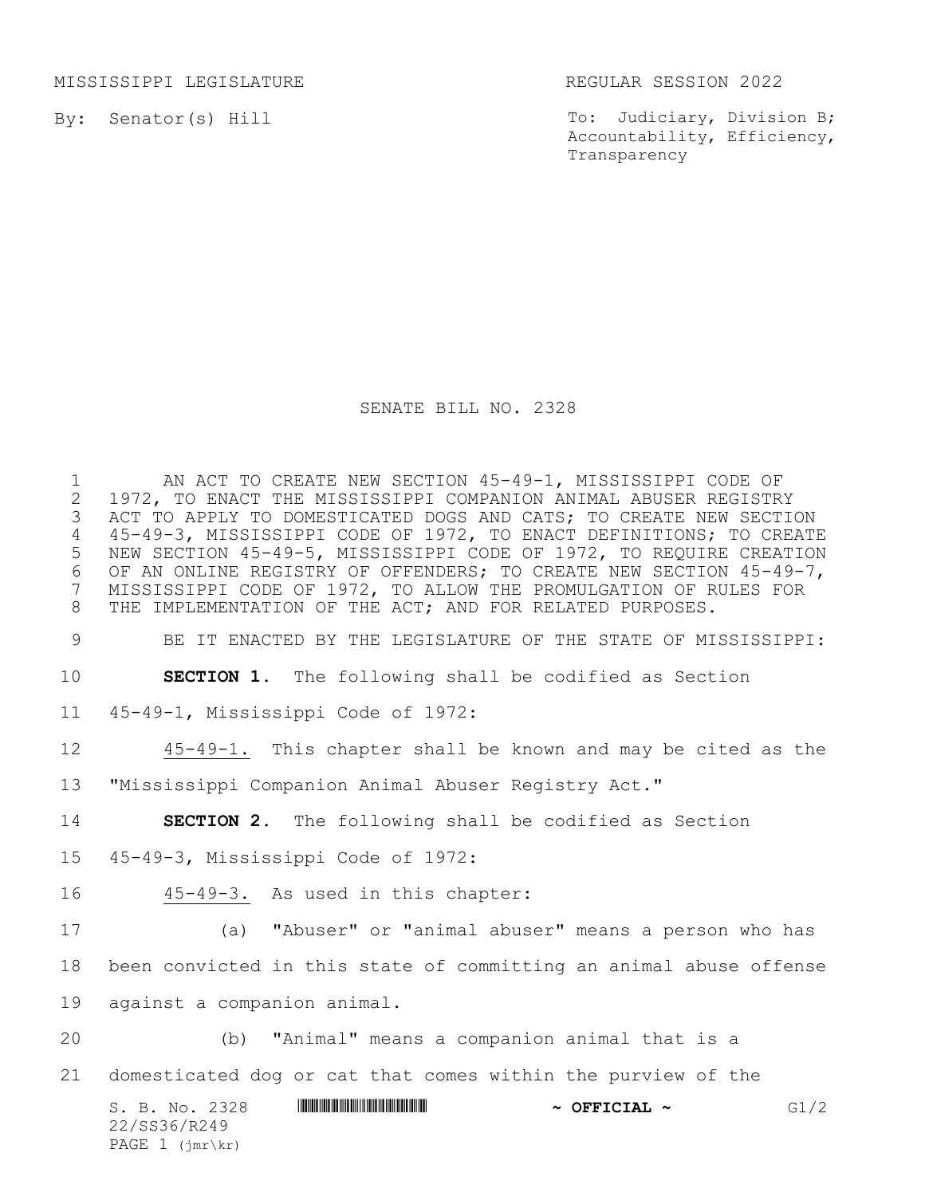MISSISSIPPI LEGISLATURE REGULAR SESSION 2022

By: Senator(s) Hill

To: Judiciary, Division B; Accountability, Efficiency, Transparency

# SENATE BILL NO. 2328

AN ACT TO CREATE NEW SECTION 45-49-1, MISSISSIPPI CODE OF 1972, TO ENACT THE MISSISSIPPI COMPANION ANIMAL ABUSER REGISTRY ACT TO APPLY TO DOMESTICATED DOGS AND CATS; TO CREATE NEW SECTION 45-49-3, MISSISSIPPI CODE OF 1972, TO ENACT DEFINITIONS; TO CREATE NEW SECTION 45-49-5, MISSISSIPPI CODE OF 1972, TO REQUIRE CREATION OF AN ONLINE REGISTRY OF OFFENDERS; TO CREATE NEW SECTION 45-49-7, MISSISSIPPI CODE OF 1972, TO ALLOW THE PROMULGATION OF RULES FOR THE IMPLEMENTATION OF THE ACT; AND FOR RELATED PURPOSES.

BE IT ENACTED BY THE LEGISLATURE OF THE STATE OF MISSISSIPPI:

**SECTION 1.** The following shall be codified as Section 45-49-1, Mississippi Code of 1972:

45-49-1. This chapter shall be known and may be cited as the "Mississippi Companion Animal Abuser Registry Act."

**SECTION 2.** The following shall be codified as Section 45-49-3, Mississippi Code of 1972:

45-49-3. As used in this chapter:

(a) "Abuser" or "animal abuser" means a person who has been convicted in this state of committing an animal abuse offense against a companion animal.

(b) "Animal" means a companion animal that is a domesticated dog or cat that comes within the purview of the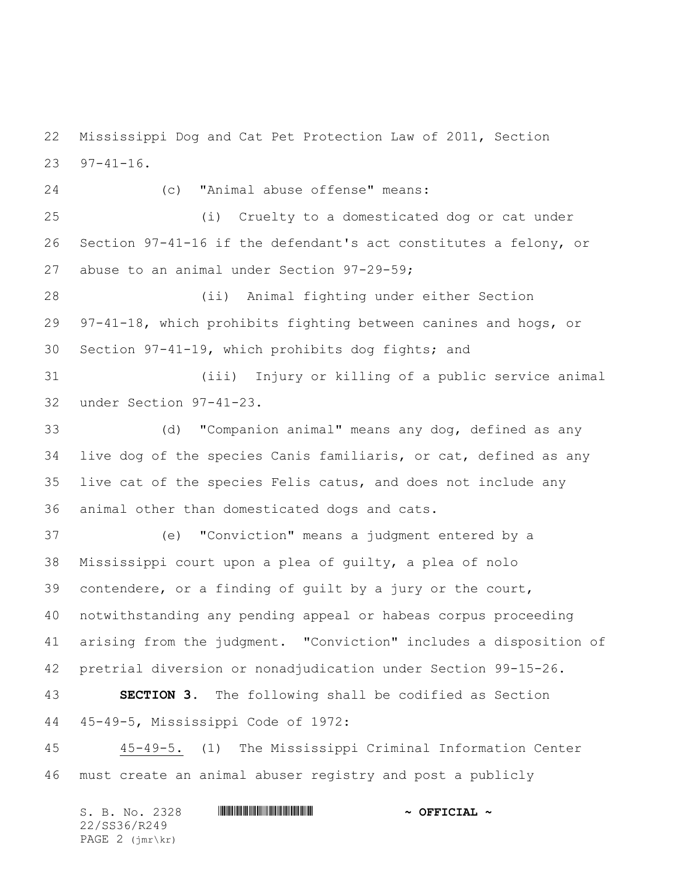Mississippi Dog and Cat Pet Protection Law of 2011, Section 97-41-16.

(c) "Animal abuse offense" means:

(i) Cruelty to a domesticated dog or cat under Section 97-41-16 if the defendant's act constitutes a felony, or abuse to an animal under Section 97-29-59;

(ii) Animal fighting under either Section 97-41-18, which prohibits fighting between canines and hogs, or Section 97-41-19, which prohibits dog fights; and

(iii) Injury or killing of a public service animal under Section 97-41-23.

(d) "Companion animal" means any dog, defined as any live dog of the species Canis familiaris, or cat, defined as any live cat of the species Felis catus, and does not include any animal other than domesticated dogs and cats.

(e) "Conviction" means a judgment entered by a Mississippi court upon a plea of guilty, a plea of nolo contendere, or a finding of guilt by a jury or the court, notwithstanding any pending appeal or habeas corpus proceeding arising from the judgment. "Conviction" includes a disposition of pretrial diversion or nonadjudication under Section 99-15-26.

**SECTION 3.** The following shall be codified as Section 45-49-5, Mississippi Code of 1972:

45-49-5. (1) The Mississippi Criminal Information Center must create an animal abuser registry and post a publicly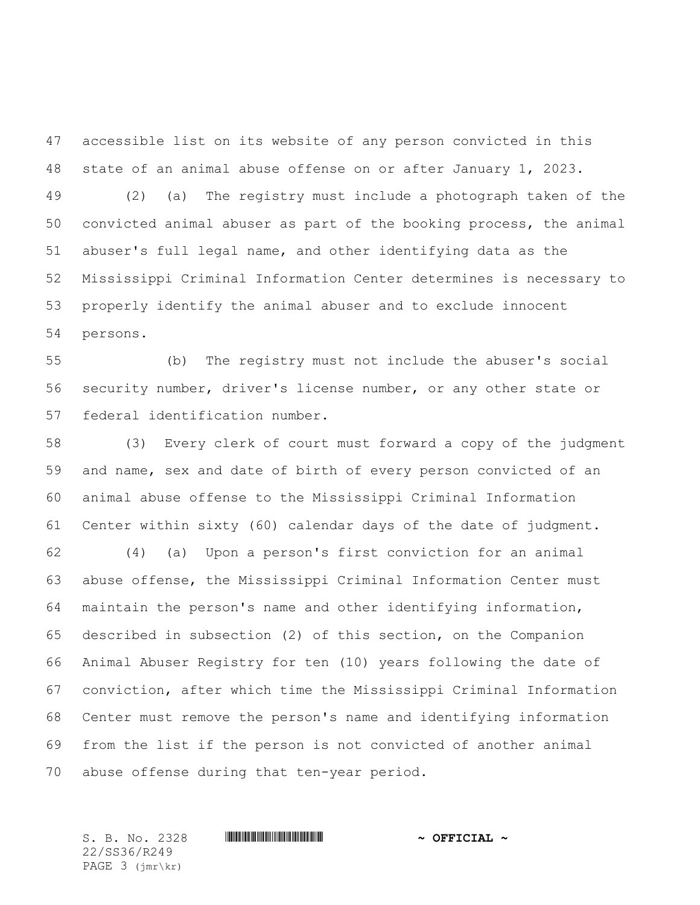accessible list on its website of any person convicted in this state of an animal abuse offense on or after January 1, 2023.

(2) (a) The registry must include a photograph taken of the convicted animal abuser as part of the booking process, the animal abuser's full legal name, and other identifying data as the Mississippi Criminal Information Center determines is necessary to properly identify the animal abuser and to exclude innocent persons.

(b) The registry must not include the abuser's social security number, driver's license number, or any other state or federal identification number.

(3) Every clerk of court must forward a copy of the judgment and name, sex and date of birth of every person convicted of an animal abuse offense to the Mississippi Criminal Information Center within sixty (60) calendar days of the date of judgment.

(4) (a) Upon a person's first conviction for an animal abuse offense, the Mississippi Criminal Information Center must maintain the person's name and other identifying information, described in subsection (2) of this section, on the Companion Animal Abuser Registry for ten (10) years following the date of conviction, after which time the Mississippi Criminal Information Center must remove the person's name and identifying information from the list if the person is not convicted of another animal abuse offense during that ten-year period.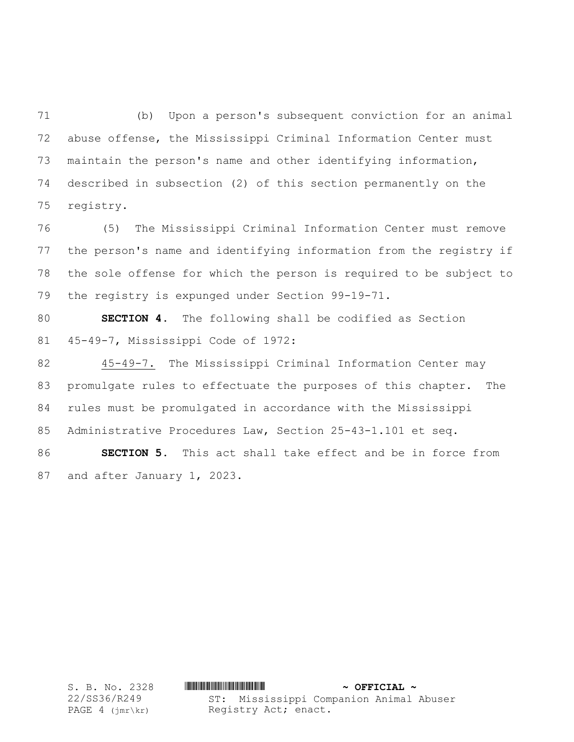(b) Upon a person's subsequent conviction for an animal abuse offense, the Mississippi Criminal Information Center must maintain the person's name and other identifying information, described in subsection (2) of this section permanently on the registry.

(5) The Mississippi Criminal Information Center must remove the person's name and identifying information from the registry if the sole offense for which the person is required to be subject to the registry is expunged under Section 99-19-71.

**SECTION 4.** The following shall be codified as Section 45-49-7, Mississippi Code of 1972:

45-49-7. The Mississippi Criminal Information Center may promulgate rules to effectuate the purposes of this chapter. The rules must be promulgated in accordance with the Mississippi Administrative Procedures Law, Section 25-43-1.101 et seq.

**SECTION 5.** This act shall take effect and be in force from and after January 1, 2023.